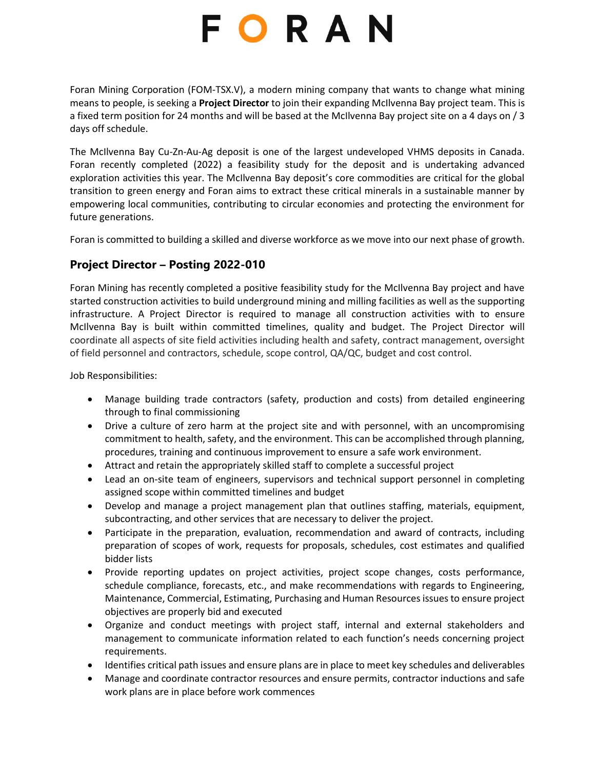# FORAN

Foran Mining Corporation (FOM-TSX.V), a modern mining company that wants to change what mining means to people, is seeking a **Project Director** to join their expanding McIlvenna Bay project team. This is a fixed term position for 24 months and will be based at the McIlvenna Bay project site on a 4 days on / 3 days off schedule.

The McIlvenna Bay Cu-Zn-Au-Ag deposit is one of the largest undeveloped VHMS deposits in Canada. Foran recently completed (2022) a feasibility study for the deposit and is undertaking advanced exploration activities this year. The McIlvenna Bay deposit's core commodities are critical for the global transition to green energy and Foran aims to extract these critical minerals in a sustainable manner by empowering local communities, contributing to circular economies and protecting the environment for future generations.

Foran is committed to building a skilled and diverse workforce as we move into our next phase of growth.

## Project Director – Posting 2022-010

Foran Mining has recently completed a positive feasibility study for the McIlvenna Bay project and have started construction activities to build underground mining and milling facilities as well as the supporting infrastructure. A Project Director is required to manage all construction activities with to ensure McIlvenna Bay is built within committed timelines, quality and budget. The Project Director will coordinate all aspects of site field activities including health and safety, contract management, oversight of field personnel and contractors, schedule, scope control, QA/QC, budget and cost control.

Job Responsibilities:

- Manage building trade contractors (safety, production and costs) from detailed engineering through to final commissioning
- Drive a culture of zero harm at the project site and with personnel, with an uncompromising commitment to health, safety, and the environment. This can be accomplished through planning, procedures, training and continuous improvement to ensure a safe work environment.
- Attract and retain the appropriately skilled staff to complete a successful project
- Lead an on-site team of engineers, supervisors and technical support personnel in completing assigned scope within committed timelines and budget
- Develop and manage a project management plan that outlines staffing, materials, equipment, subcontracting, and other services that are necessary to deliver the project.
- Participate in the preparation, evaluation, recommendation and award of contracts, including preparation of scopes of work, requests for proposals, schedules, cost estimates and qualified bidder lists
- Provide reporting updates on project activities, project scope changes, costs performance, schedule compliance, forecasts, etc., and make recommendations with regards to Engineering, Maintenance, Commercial, Estimating, Purchasing and Human Resources issues to ensure project objectives are properly bid and executed
- Organize and conduct meetings with project staff, internal and external stakeholders and management to communicate information related to each function's needs concerning project requirements.
- Identifies critical path issues and ensure plans are in place to meet key schedules and deliverables
- Manage and coordinate contractor resources and ensure permits, contractor inductions and safe work plans are in place before work commences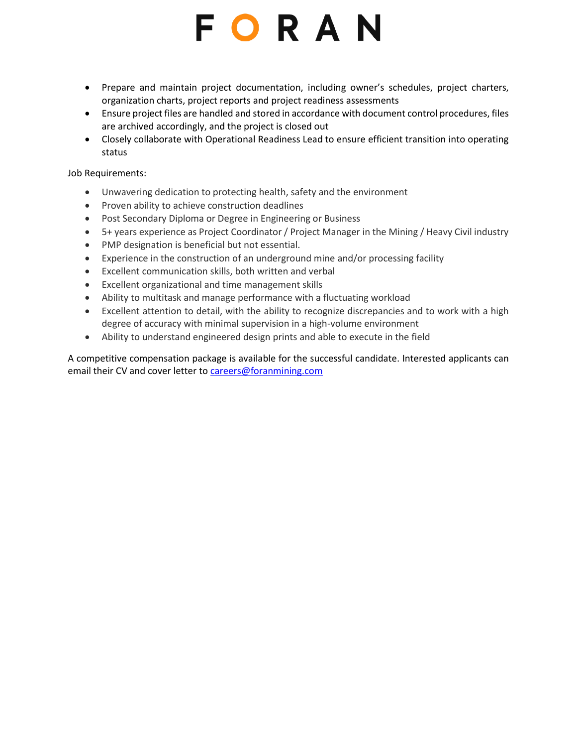- Prepare and maintain project documentation, including owner's schedules, project charters, organization charts, project reports and project readiness assessments
- Ensure project files are handled and stored in accordance with document control procedures, files are archived accordingly, and the project is closed out
- Closely collaborate with Operational Readiness Lead to ensure efficient transition into operating status

Job Requirements:

- Unwavering dedication to protecting health, safety and the environment
- Proven ability to achieve construction deadlines
- Post Secondary Diploma or Degree in Engineering or Business
- 5+ years experience as Project Coordinator / Project Manager in the Mining / Heavy Civil industry
- PMP designation is beneficial but not essential.
- Experience in the construction of an underground mine and/or processing facility
- Excellent communication skills, both written and verbal
- Excellent organizational and time management skills
- Ability to multitask and manage performance with a fluctuating workload
- Excellent attention to detail, with the ability to recognize discrepancies and to work with a high degree of accuracy with minimal supervision in a high-volume environment
- Ability to understand engineered design prints and able to execute in the field

A competitive compensation package is available for the successful candidate. Interested applicants can email their CV and cover letter to careers@foranmining.com